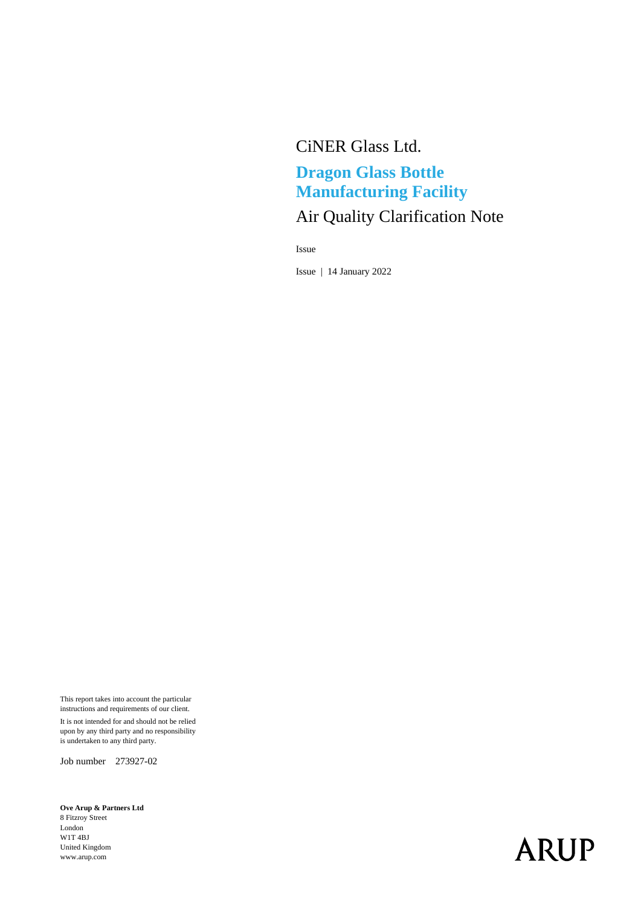CiNER Glass Ltd.

# Dragon Glass Bottle Manufacturing Facility

## Air Quality Clarification Note

Issue

Issue | 14 January 2022

This report takes into account the particular instructions and requirements of our client.

It is not intended for and should not be relied upon by any third party and no responsibility is undertaken to any third party.

Job number 273927-02

**Ove Arup & Partners Ltd**
8 Fitzroy Street
London
W1T 4BJ
United Kingdom
www.arup.com

ARUP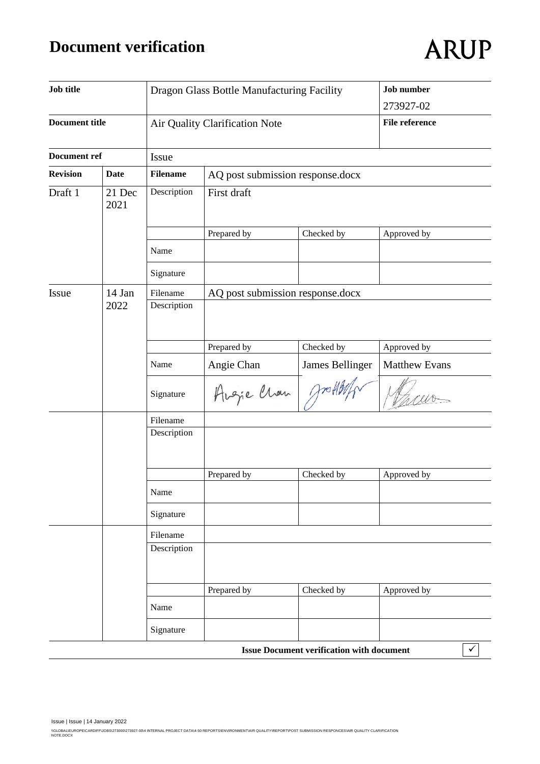# Document verification

ARUP

| Job title | | Dragon Glass Bottle Manufacturing Facility | | | Job number |
|---|---|---|---|---|---|
| | | | | | 273927-02 |
| Document title | | Air Quality Clarification Note | | | File reference |
| Document ref | | Issue | | | |
| Revision | Date | Filename | AQ post submission response.docx | | |
| Draft 1 | 21 Dec 2021 | Description | First draft | | |
| | | | Prepared by | Checked by | Approved by |
| | | Name | | | |
| | | Signature | | | |
| Issue | 14 Jan 2022 | Filename | AQ post submission response.docx | | |
| | | Description | | | |
| | | | Prepared by | Checked by | Approved by |
| | | Name | Angie Chan | James Bellinger | Matthew Evans |
| | | Signature | | | |
| | | Filename | | | |
| | | Description | | | |
| | | | Prepared by | Checked by | Approved by |
| | | Name | | | |
| | | Signature | | | |
| | | Filename | | | |
| | | Description | | | |
| | | | Prepared by | Checked by | Approved by |
| | | Name | | | |
| | | Signature | | | |

**Issue Document verification with document** ✓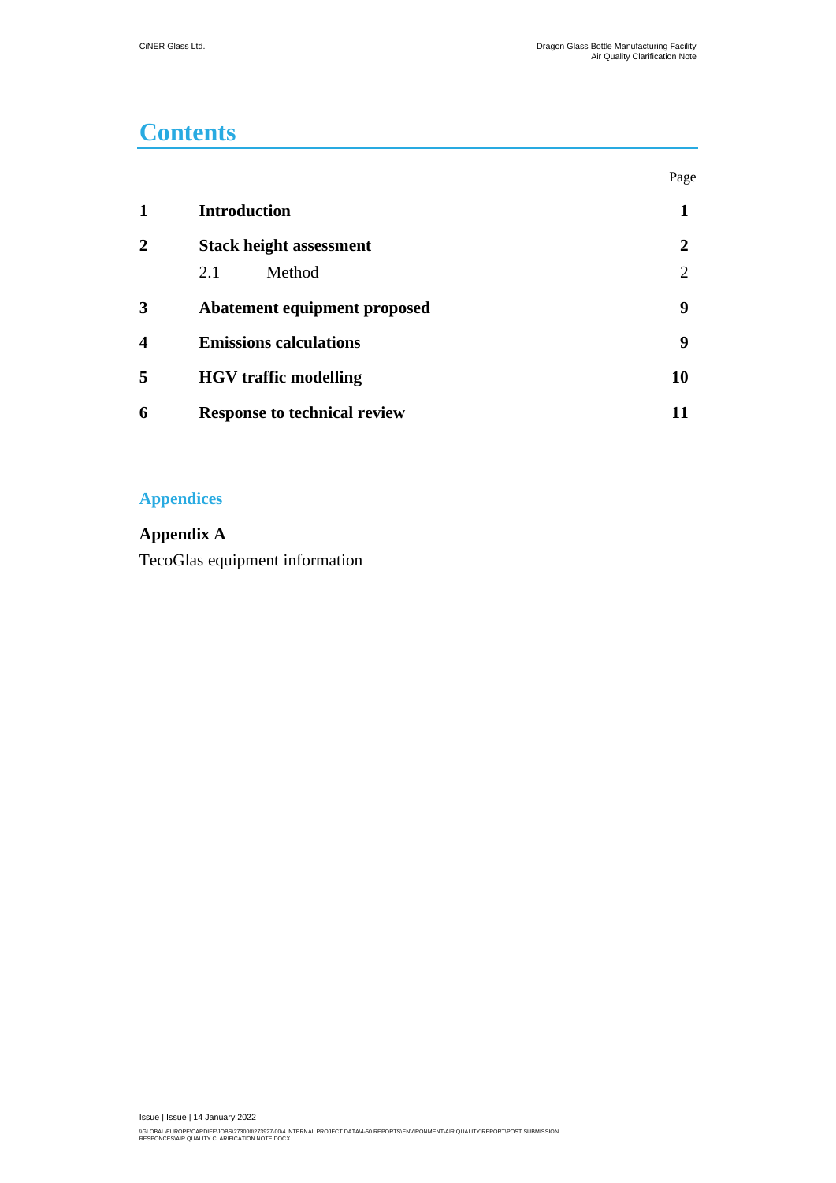# Contents

| | | Page |
|---|---|---|
| **1** | **Introduction** | **1** |
| **2** | **Stack height assessment** | **2** |
| | 2.1 Method | 2 |
| **3** | **Abatement equipment proposed** | **9** |
| **4** | **Emissions calculations** | **9** |
| **5** | **HGV traffic modelling** | **10** |
| **6** | **Response to technical review** | **11** |

## Appendices

**Appendix A**

TecoGlas equipment information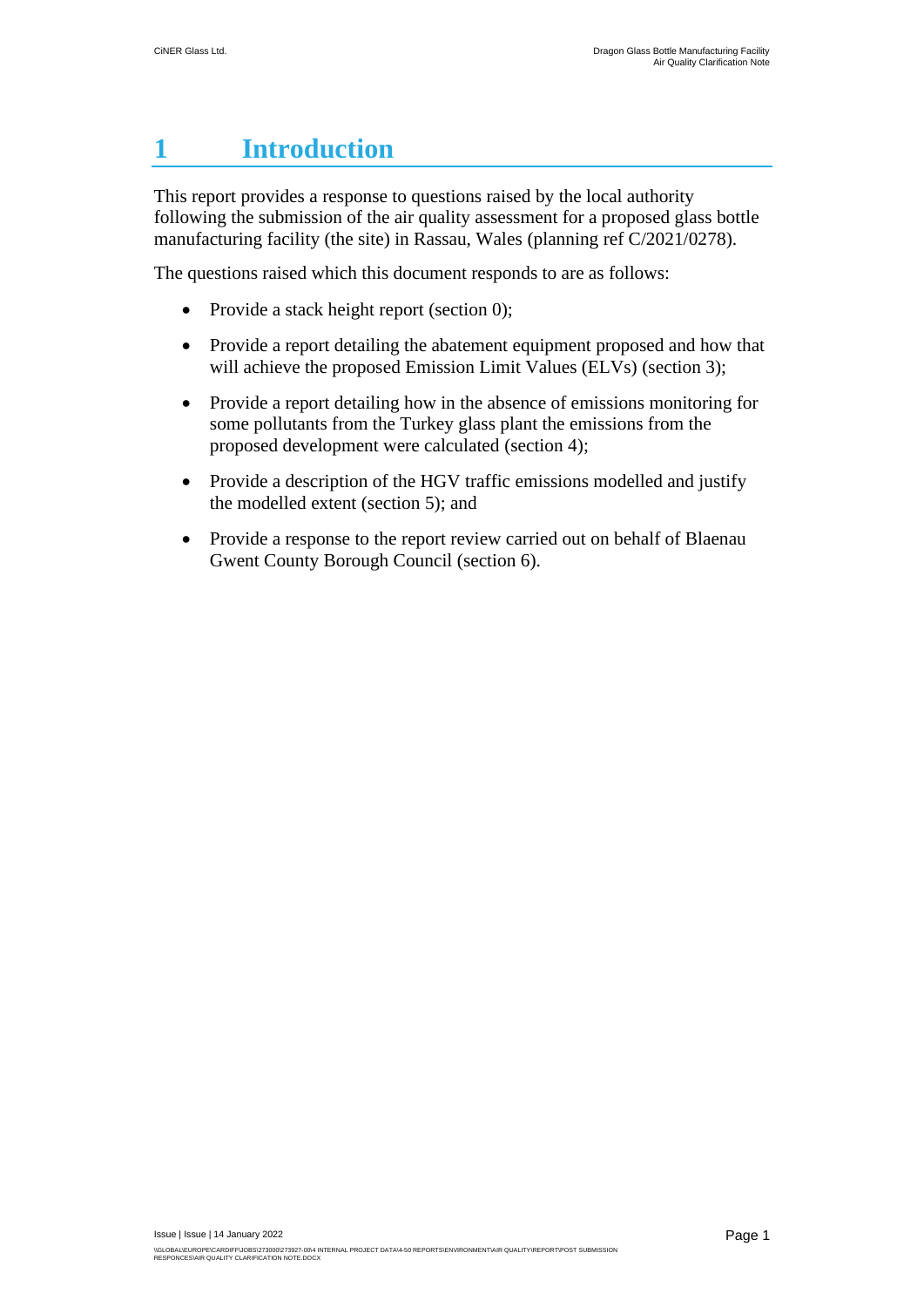# 1 Introduction

This report provides a response to questions raised by the local authority following the submission of the air quality assessment for a proposed glass bottle manufacturing facility (the site) in Rassau, Wales (planning ref C/2021/0278).

The questions raised which this document responds to are as follows:

- Provide a stack height report (section 0);
- Provide a report detailing the abatement equipment proposed and how that will achieve the proposed Emission Limit Values (ELVs) (section 3);
- Provide a report detailing how in the absence of emissions monitoring for some pollutants from the Turkey glass plant the emissions from the proposed development were calculated (section 4);
- Provide a description of the HGV traffic emissions modelled and justify the modelled extent (section 5); and
- Provide a response to the report review carried out on behalf of Blaenau Gwent County Borough Council (section 6).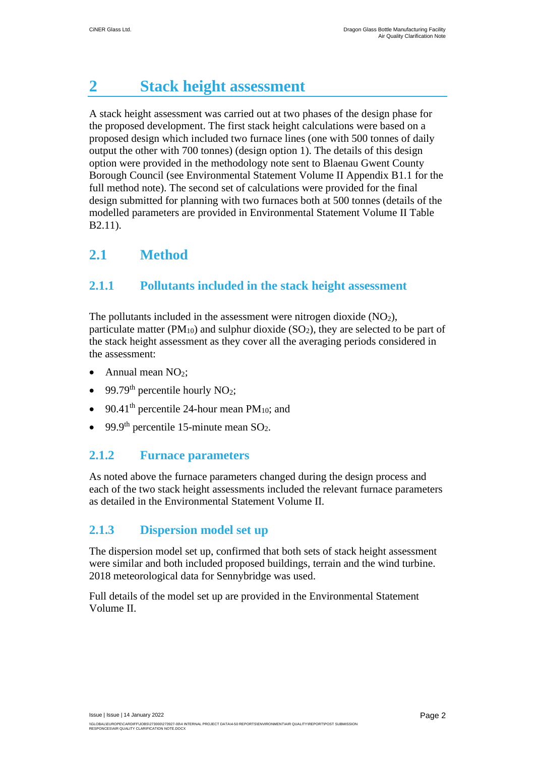# 2 Stack height assessment

A stack height assessment was carried out at two phases of the design phase for the proposed development. The first stack height calculations were based on a proposed design which included two furnace lines (one with 500 tonnes of daily output the other with 700 tonnes) (design option 1). The details of this design option were provided in the methodology note sent to Blaenau Gwent County Borough Council (see Environmental Statement Volume II Appendix B1.1 for the full method note). The second set of calculations were provided for the final design submitted for planning with two furnaces both at 500 tonnes (details of the modelled parameters are provided in Environmental Statement Volume II Table B2.11).

## 2.1 Method

### 2.1.1 Pollutants included in the stack height assessment

The pollutants included in the assessment were nitrogen dioxide ($NO_2$), particulate matter ($PM_{10}$) and sulphur dioxide ($SO_2$), they are selected to be part of the stack height assessment as they cover all the averaging periods considered in the assessment:

- Annual mean $NO_2$;
- 99.79$^{th}$ percentile hourly $NO_2$;
- 90.41$^{th}$ percentile 24-hour mean $PM_{10}$; and
- 99.9$^{th}$ percentile 15-minute mean $SO_2$.

### 2.1.2 Furnace parameters

As noted above the furnace parameters changed during the design process and each of the two stack height assessments included the relevant furnace parameters as detailed in the Environmental Statement Volume II.

### 2.1.3 Dispersion model set up

The dispersion model set up, confirmed that both sets of stack height assessment were similar and both included proposed buildings, terrain and the wind turbine. 2018 meteorological data for Sennybridge was used.

Full details of the model set up are provided in the Environmental Statement Volume II.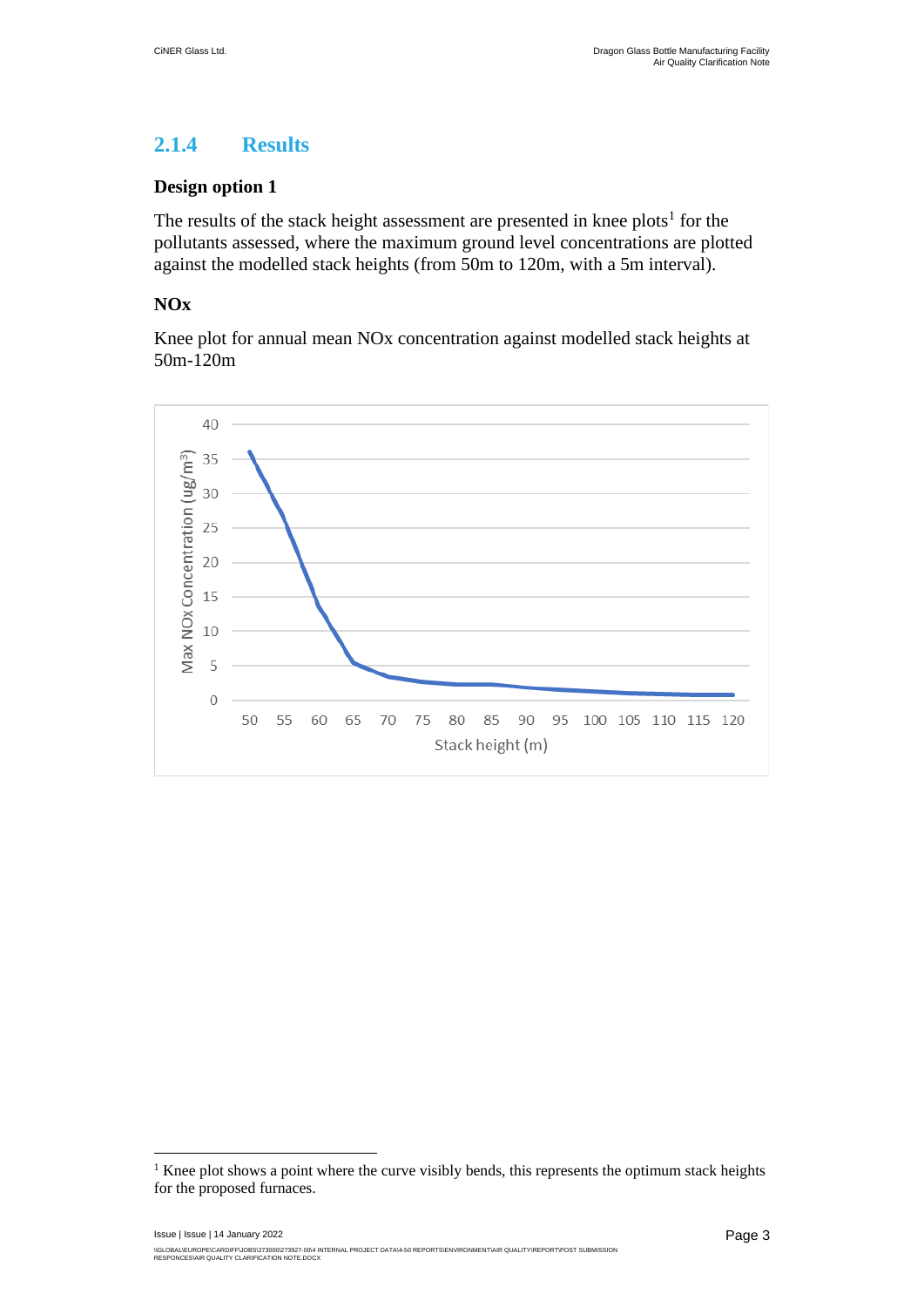### 2.1.4 Results

**Design option 1**

The results of the stack height assessment are presented in knee plots[1] for the pollutants assessed, where the maximum ground level concentrations are plotted against the modelled stack heights (from 50m to 120m, with a 5m interval).

**NOx**

Knee plot for annual mean NOx concentration against modelled stack heights at 50m-120m

---

[1] Knee plot shows a point where the curve visibly bends, this represents the optimum stack heights for the proposed furnaces.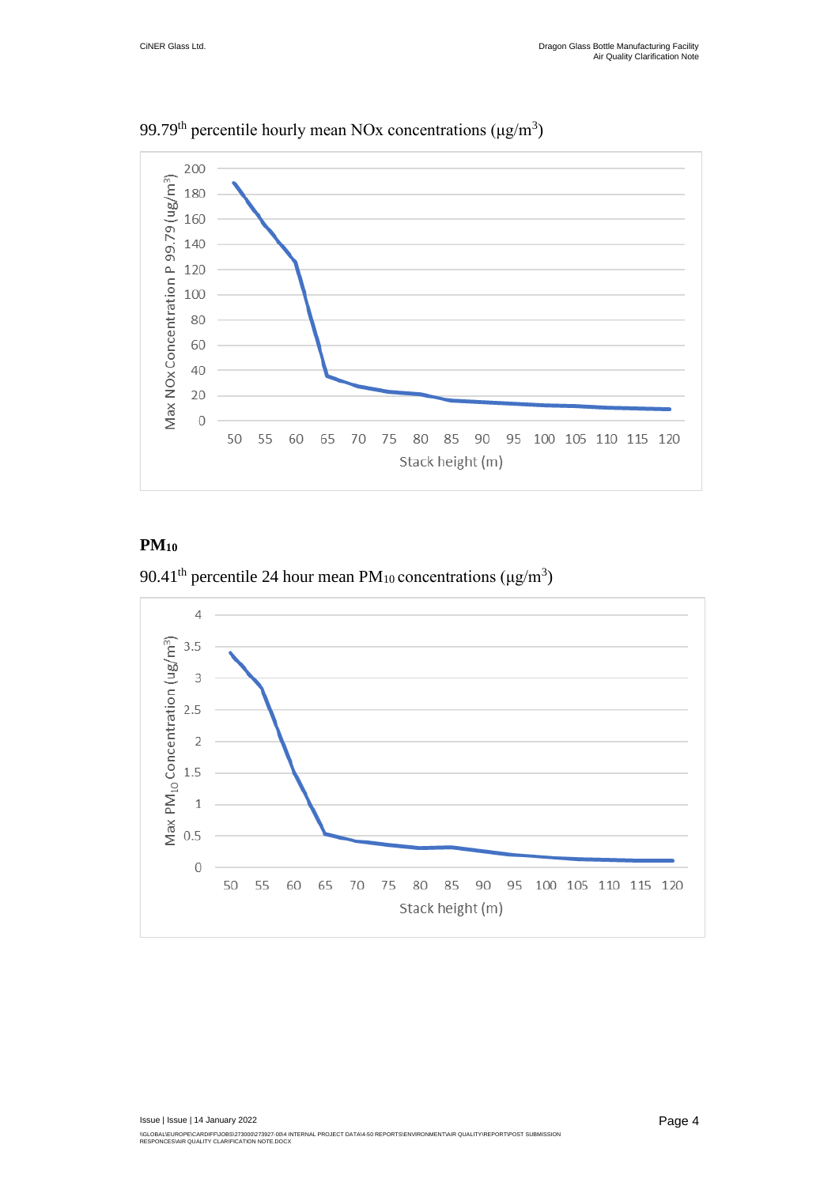99.79th percentile hourly mean NOx concentrations (μg/m³)

## $PM_{10}$

90.41th percentile 24 hour mean $PM_{10}$ concentrations (μg/m³)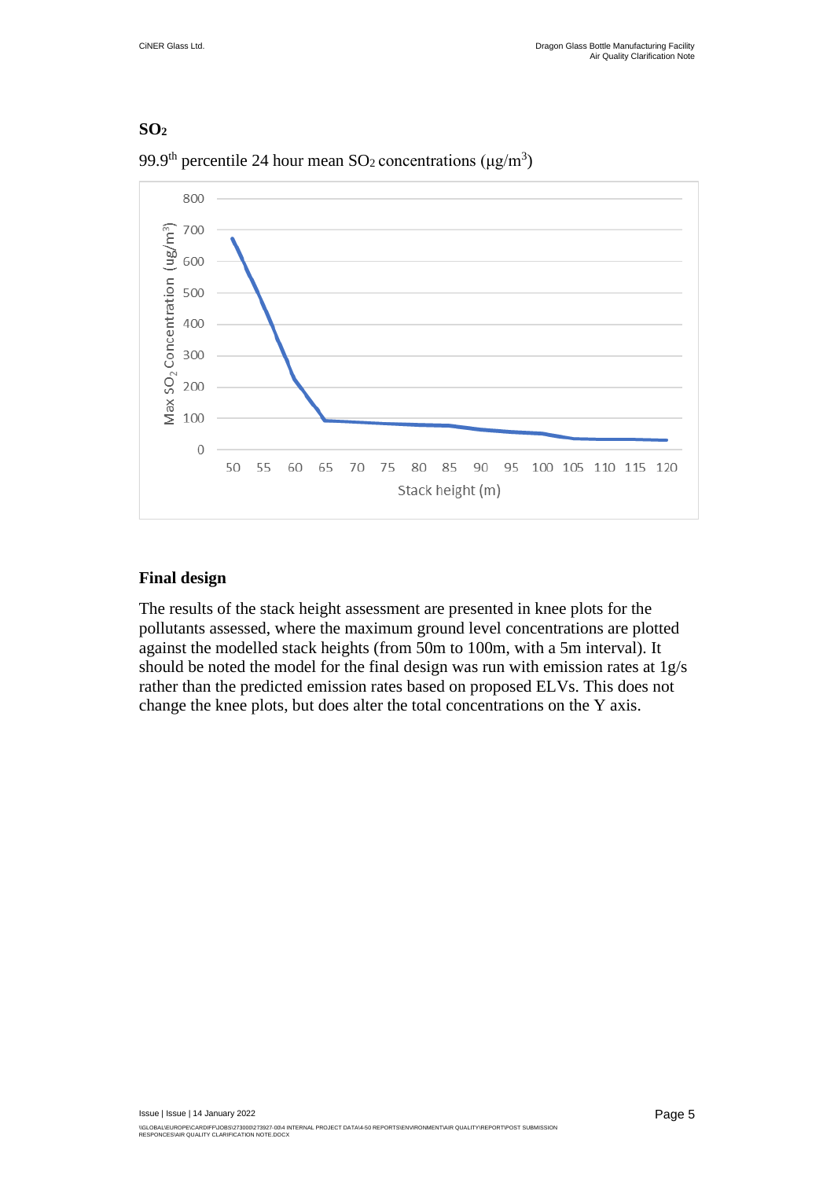## $SO_2$

99.9[th] percentile 24 hour mean $SO_2$ concentrations ($\mu g/m^3$)

## Final design

The results of the stack height assessment are presented in knee plots for the pollutants assessed, where the maximum ground level concentrations are plotted against the modelled stack heights (from 50m to 100m, with a 5m interval). It should be noted the model for the final design was run with emission rates at 1g/s rather than the predicted emission rates based on proposed ELVs. This does not change the knee plots, but does alter the total concentrations on the Y axis.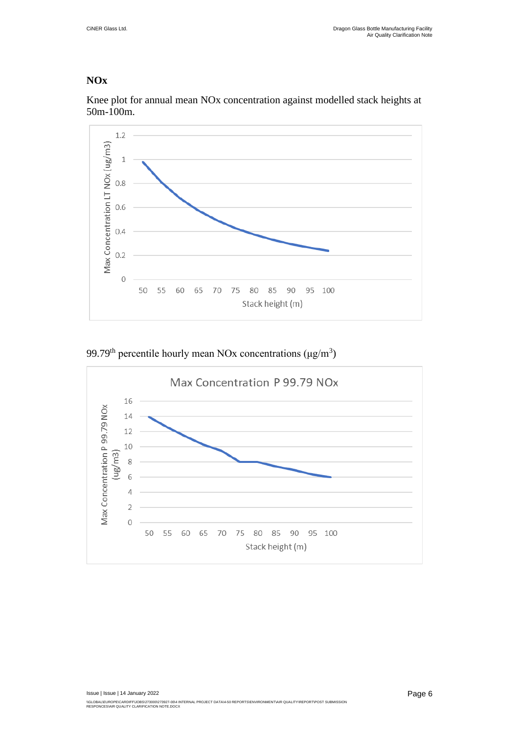## NOx

Knee plot for annual mean NOx concentration against modelled stack heights at 50m-100m.

$99.79^{th}$ percentile hourly mean NOx concentrations ($\mu g/m^3$)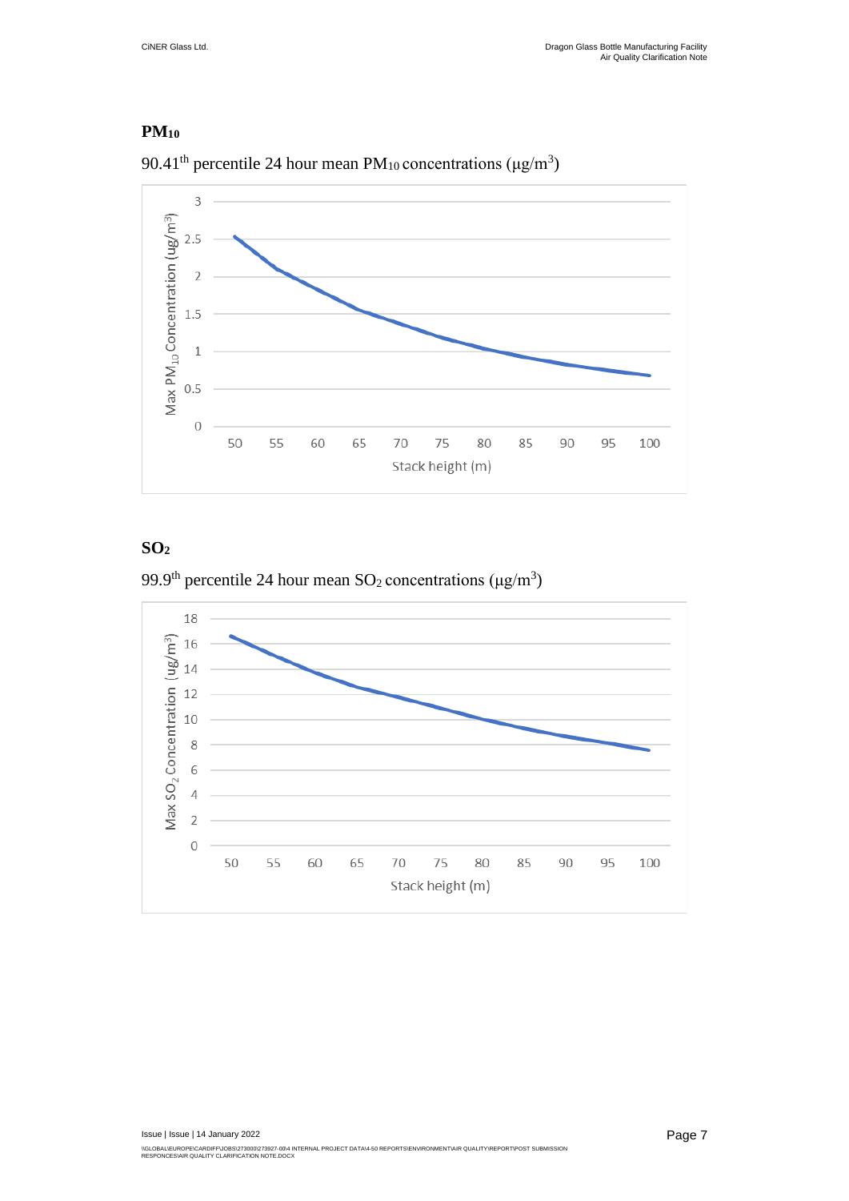## $PM_{10}$

$90.41^{th}$ percentile 24 hour mean $PM_{10}$ concentrations ($\mu g/m^3$)

## $SO_2$

$99.9^{th}$ percentile 24 hour mean $SO_2$ concentrations ($\mu g/m^3$)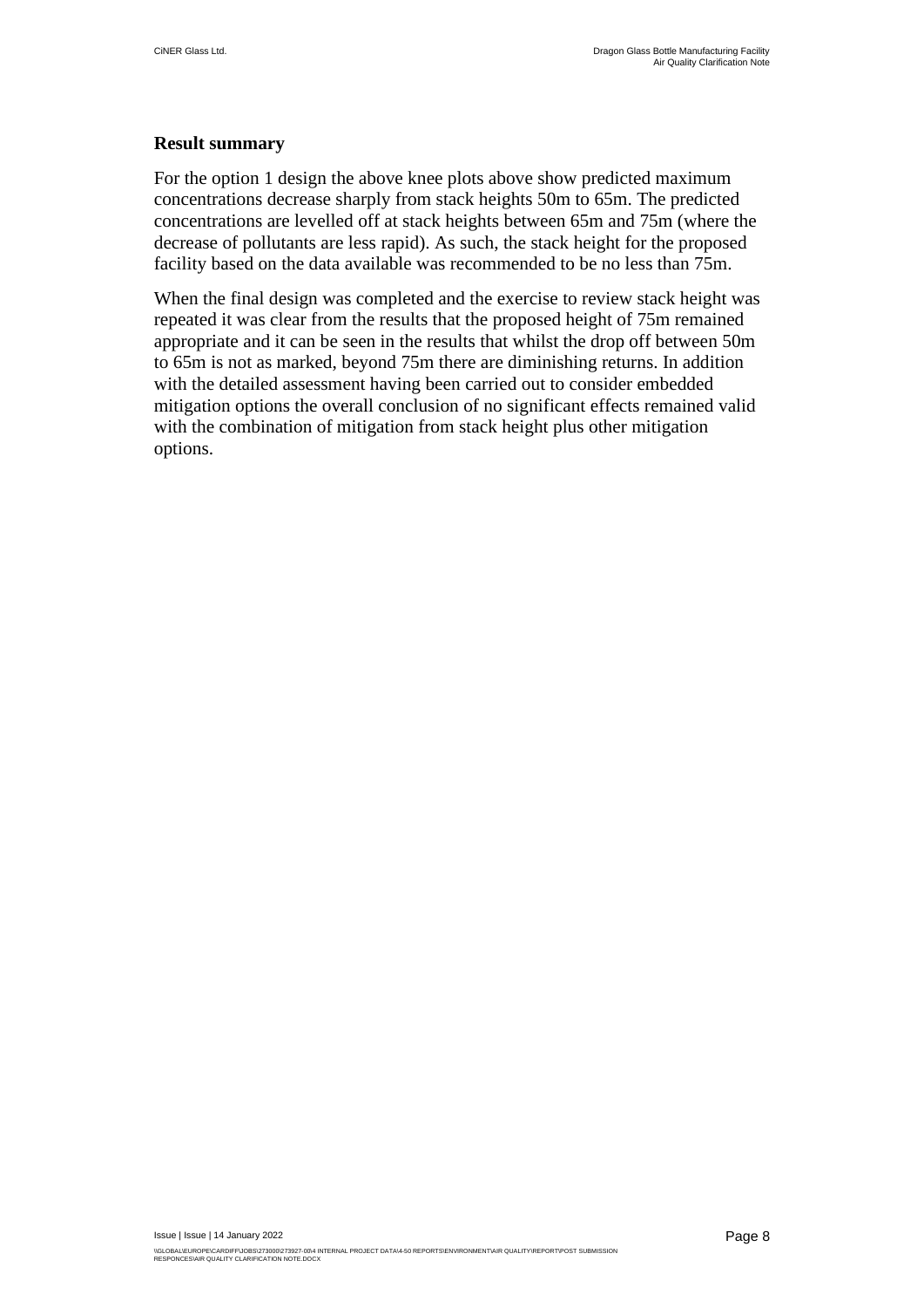### Result summary

For the option 1 design the above knee plots above show predicted maximum concentrations decrease sharply from stack heights 50m to 65m. The predicted concentrations are levelled off at stack heights between 65m and 75m (where the decrease of pollutants are less rapid). As such, the stack height for the proposed facility based on the data available was recommended to be no less than 75m.

When the final design was completed and the exercise to review stack height was repeated it was clear from the results that the proposed height of 75m remained appropriate and it can be seen in the results that whilst the drop off between 50m to 65m is not as marked, beyond 75m there are diminishing returns. In addition with the detailed assessment having been carried out to consider embedded mitigation options the overall conclusion of no significant effects remained valid with the combination of mitigation from stack height plus other mitigation options.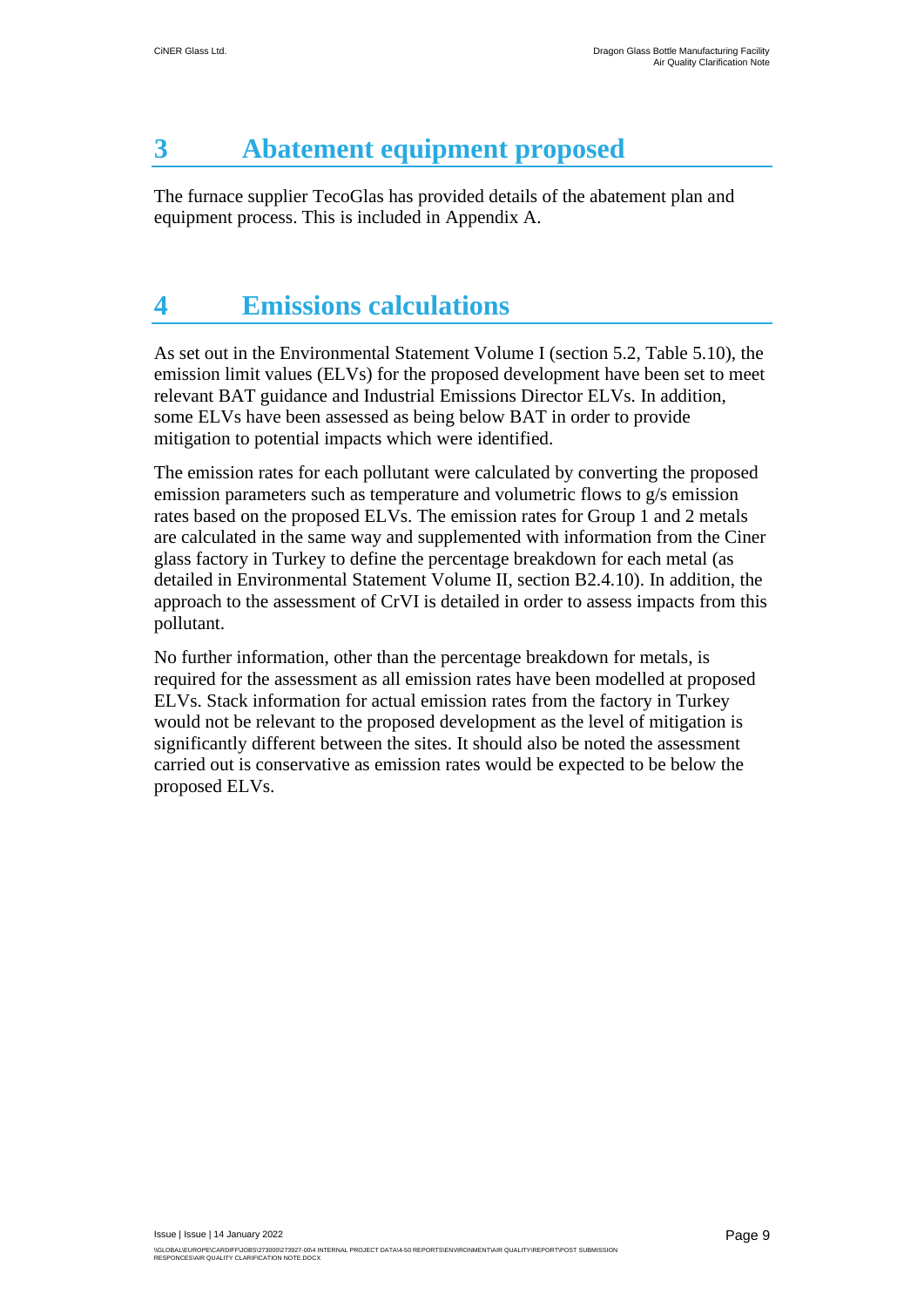# 3 Abatement equipment proposed

The furnace supplier TecoGlas has provided details of the abatement plan and equipment process. This is included in Appendix A.

# 4 Emissions calculations

As set out in the Environmental Statement Volume I (section 5.2, Table 5.10), the emission limit values (ELVs) for the proposed development have been set to meet relevant BAT guidance and Industrial Emissions Director ELVs. In addition, some ELVs have been assessed as being below BAT in order to provide mitigation to potential impacts which were identified.

The emission rates for each pollutant were calculated by converting the proposed emission parameters such as temperature and volumetric flows to g/s emission rates based on the proposed ELVs. The emission rates for Group 1 and 2 metals are calculated in the same way and supplemented with information from the Ciner glass factory in Turkey to define the percentage breakdown for each metal (as detailed in Environmental Statement Volume II, section B2.4.10). In addition, the approach to the assessment of CrVI is detailed in order to assess impacts from this pollutant.

No further information, other than the percentage breakdown for metals, is required for the assessment as all emission rates have been modelled at proposed ELVs. Stack information for actual emission rates from the factory in Turkey would not be relevant to the proposed development as the level of mitigation is significantly different between the sites. It should also be noted the assessment carried out is conservative as emission rates would be expected to be below the proposed ELVs.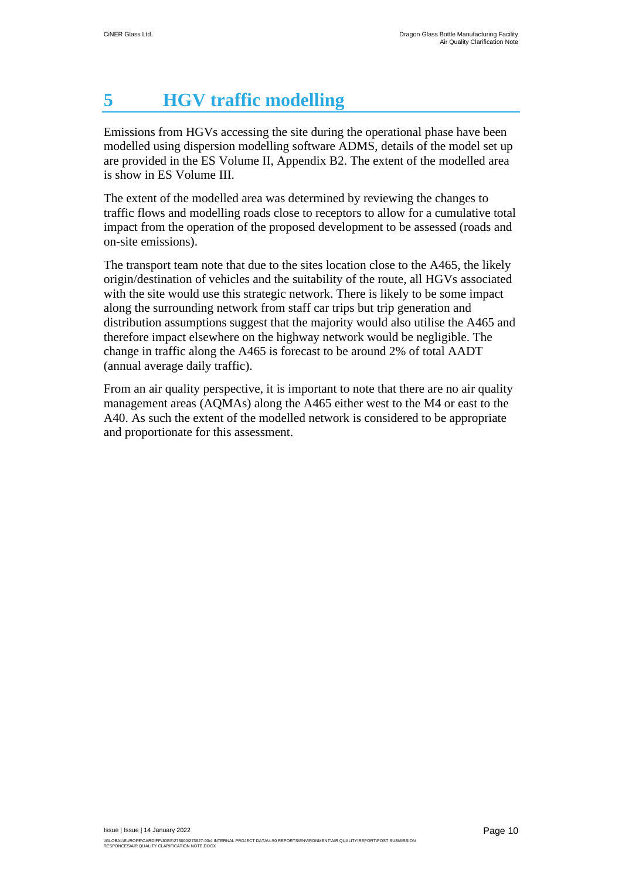# 5 HGV traffic modelling

Emissions from HGVs accessing the site during the operational phase have been modelled using dispersion modelling software ADMS, details of the model set up are provided in the ES Volume II, Appendix B2. The extent of the modelled area is show in ES Volume III.

The extent of the modelled area was determined by reviewing the changes to traffic flows and modelling roads close to receptors to allow for a cumulative total impact from the operation of the proposed development to be assessed (roads and on-site emissions).

The transport team note that due to the sites location close to the A465, the likely origin/destination of vehicles and the suitability of the route, all HGVs associated with the site would use this strategic network. There is likely to be some impact along the surrounding network from staff car trips but trip generation and distribution assumptions suggest that the majority would also utilise the A465 and therefore impact elsewhere on the highway network would be negligible. The change in traffic along the A465 is forecast to be around 2% of total AADT (annual average daily traffic).

From an air quality perspective, it is important to note that there are no air quality management areas (AQMAs) along the A465 either west to the M4 or east to the A40. As such the extent of the modelled network is considered to be appropriate and proportionate for this assessment.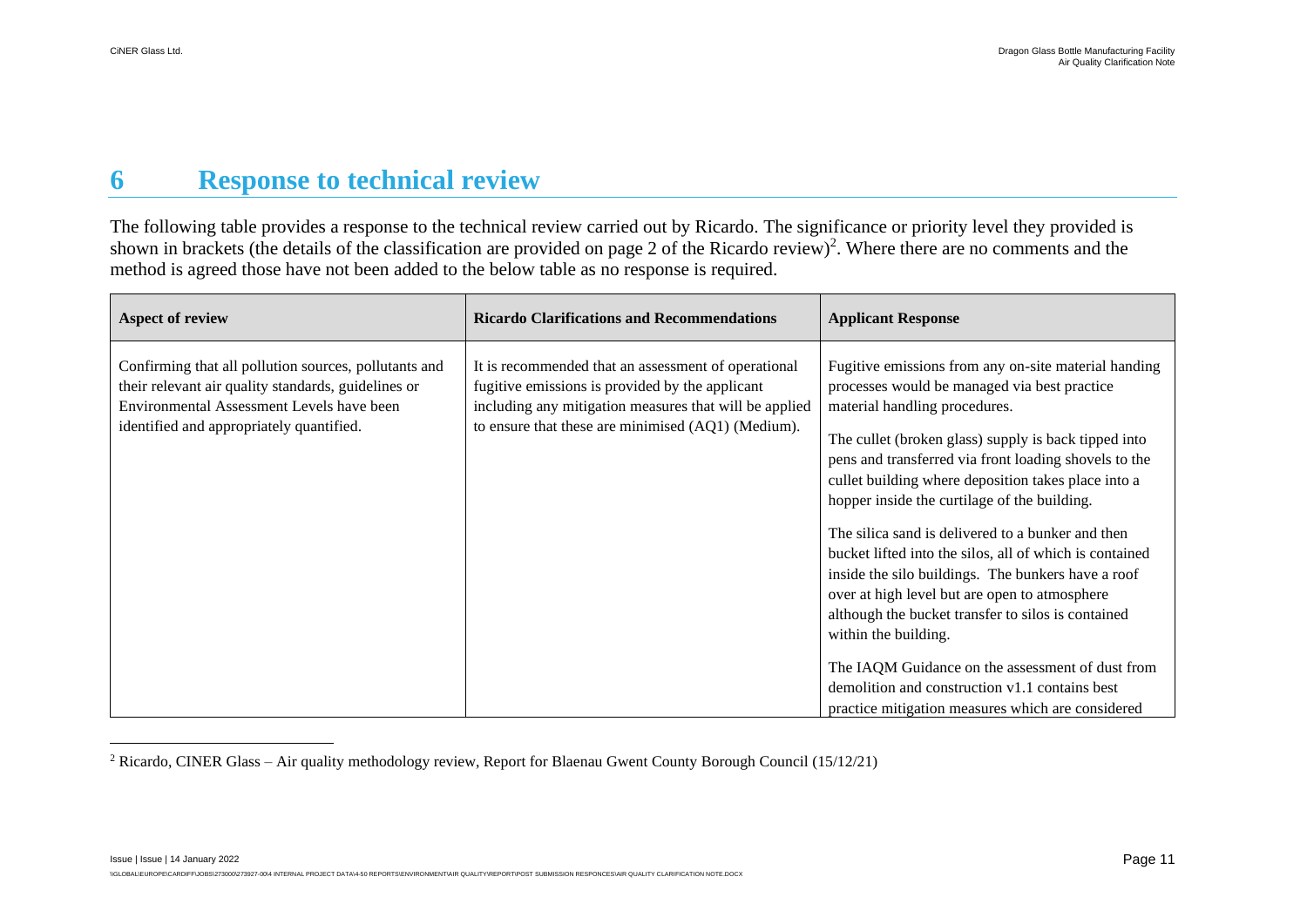# 6 Response to technical review

The following table provides a response to the technical review carried out by Ricardo. The significance or priority level they provided is shown in brackets (the details of the classification are provided on page 2 of the Ricardo review)[2]. Where there are no comments and the method is agreed those have not been added to the below table as no response is required.

| Aspect of review | Ricardo Clarifications and Recommendations | Applicant Response |
| --- | --- | --- |
| Confirming that all pollution sources, pollutants and their relevant air quality standards, guidelines or Environmental Assessment Levels have been identified and appropriately quantified. | It is recommended that an assessment of operational fugitive emissions is provided by the applicant including any mitigation measures that will be applied to ensure that these are minimised (AQ1) (Medium). | Fugitive emissions from any on-site material handing processes would be managed via best practice material handling procedures.<br><br>The cullet (broken glass) supply is back tipped into pens and transferred via front loading shovels to the cullet building where deposition takes place into a hopper inside the curtilage of the building.<br><br>The silica sand is delivered to a bunker and then bucket lifted into the silos, all of which is contained inside the silo buildings. The bunkers have a roof over at high level but are open to atmosphere although the bucket transfer to silos is contained within the building.<br><br>The IAQM Guidance on the assessment of dust from demolition and construction v1.1 contains best practice mitigation measures which are considered |

[2] Ricardo, CINER Glass – Air quality methodology review, Report for Blaenau Gwent County Borough Council (15/12/21)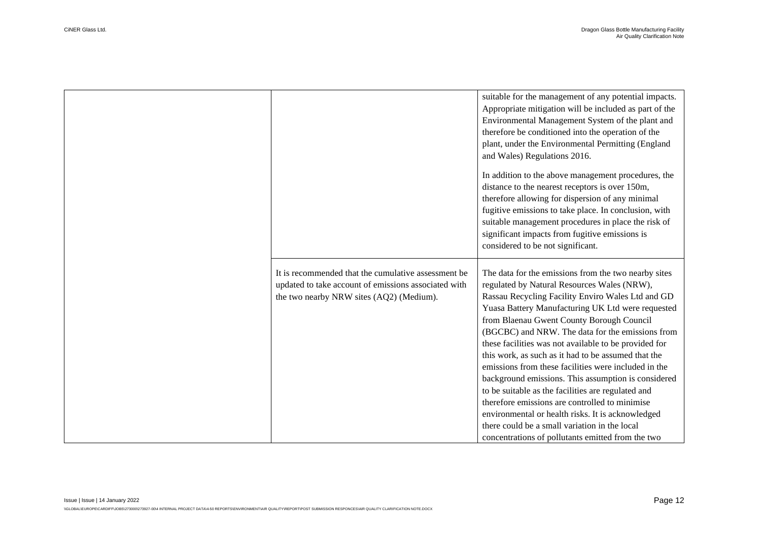|  |  |  |
|---|---|---|
|  |  | suitable for the management of any potential impacts. Appropriate mitigation will be included as part of the Environmental Management System of the plant and therefore be conditioned into the operation of the plant, under the Environmental Permitting (England and Wales) Regulations 2016.<br><br>In addition to the above management procedures, the distance to the nearest receptors is over 150m, therefore allowing for dispersion of any minimal fugitive emissions to take place. In conclusion, with suitable management procedures in place the risk of significant impacts from fugitive emissions is considered to be not significant. |
|  | It is recommended that the cumulative assessment be updated to take account of emissions associated with the two nearby NRW sites (AQ2) (Medium). | The data for the emissions from the two nearby sites regulated by Natural Resources Wales (NRW), Rassau Recycling Facility Enviro Wales Ltd and GD Yuasa Battery Manufacturing UK Ltd were requested from Blaenau Gwent County Borough Council (BGCBC) and NRW. The data for the emissions from these facilities was not available to be provided for this work, as such as it had to be assumed that the emissions from these facilities were included in the background emissions. This assumption is considered to be suitable as the facilities are regulated and therefore emissions are controlled to minimise environmental or health risks. It is acknowledged there could be a small variation in the local concentrations of pollutants emitted from the two |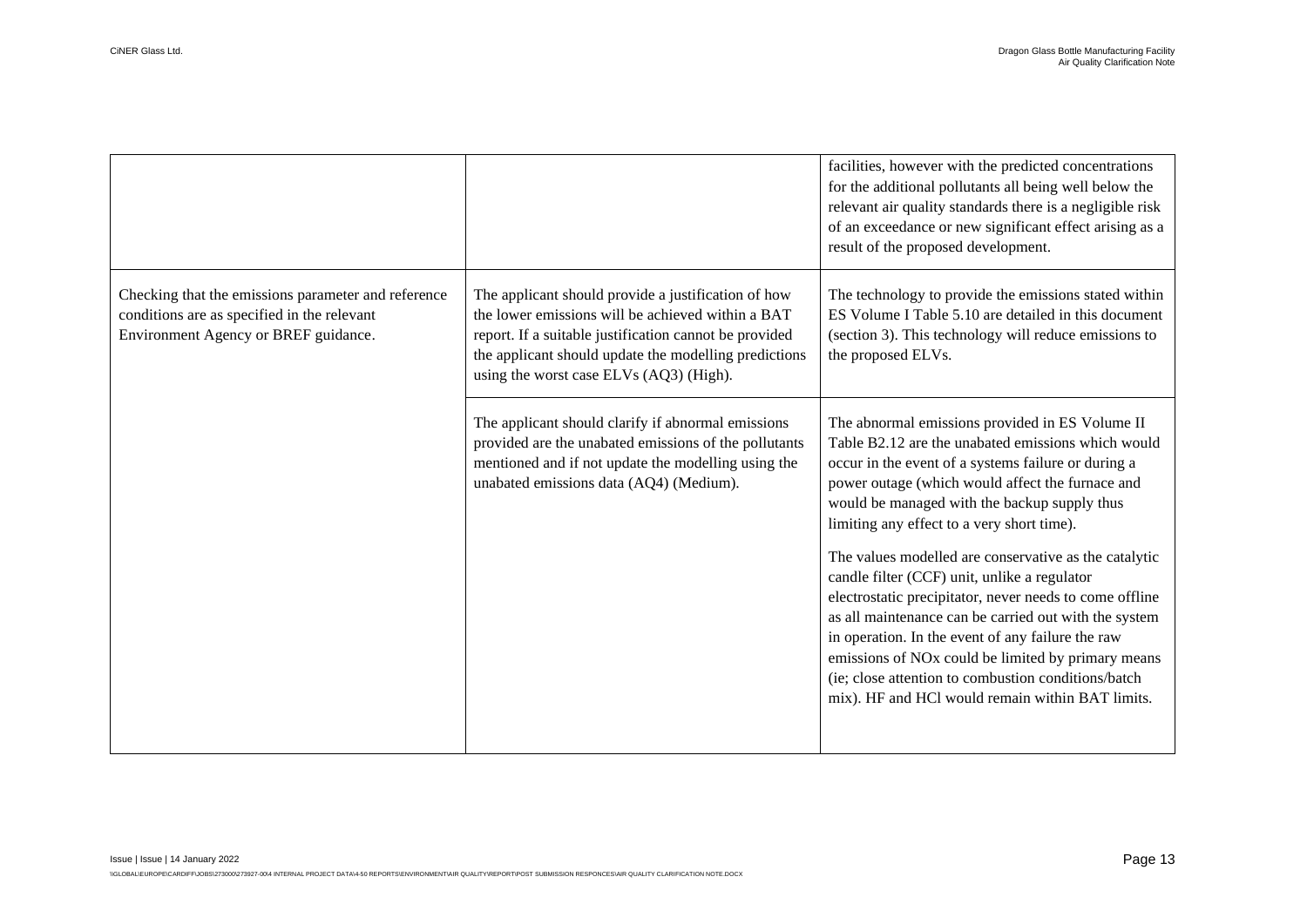| | | |
|---|---|---|
| | | facilities, however with the predicted concentrations for the additional pollutants all being well below the relevant air quality standards there is a negligible risk of an exceedance or new significant effect arising as a result of the proposed development. |
| Checking that the emissions parameter and reference conditions are as specified in the relevant Environment Agency or BREF guidance. | The applicant should provide a justification of how the lower emissions will be achieved within a BAT report. If a suitable justification cannot be provided the applicant should update the modelling predictions using the worst case ELVs (AQ3) (High). | The technology to provide the emissions stated within ES Volume I Table 5.10 are detailed in this document (section 3). This technology will reduce emissions to the proposed ELVs. |
| | The applicant should clarify if abnormal emissions provided are the unabated emissions of the pollutants mentioned and if not update the modelling using the unabated emissions data (AQ4) (Medium). | The abnormal emissions provided in ES Volume II Table B2.12 are the unabated emissions which would occur in the event of a systems failure or during a power outage (which would affect the furnace and would be managed with the backup supply thus limiting any effect to a very short time).<br><br>The values modelled are conservative as the catalytic candle filter (CCF) unit, unlike a regulator electrostatic precipitator, never needs to come offline as all maintenance can be carried out with the system in operation. In the event of any failure the raw emissions of NOx could be limited by primary means (ie; close attention to combustion conditions/batch mix). HF and HCl would remain within BAT limits. |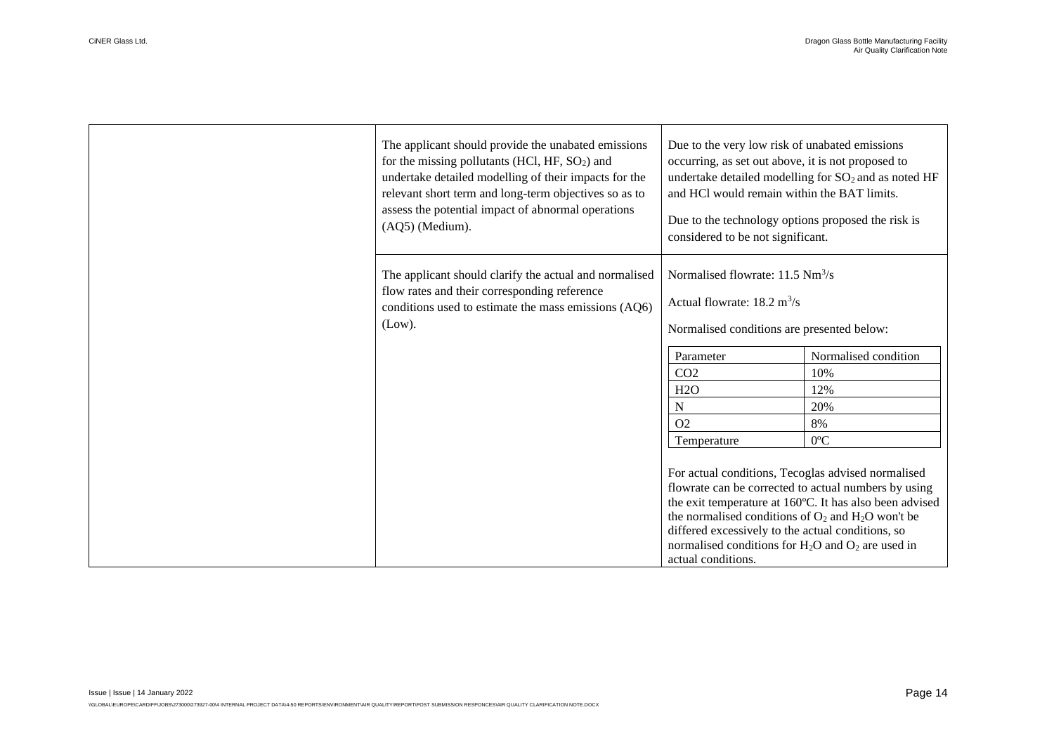| | | |
|---|---|---|
| | The applicant should provide the unabated emissions for the missing pollutants (HCl, HF, $SO_2$) and undertake detailed modelling of their impacts for the relevant short term and long-term objectives so as to assess the potential impact of abnormal operations (AQ5) (Medium). | Due to the very low risk of unabated emissions occurring, as set out above, it is not proposed to undertake detailed modelling for $SO_2$ and as noted HF and HCl would remain within the BAT limits.<br><br>Due to the technology options proposed the risk is considered to be not significant. |
| | The applicant should clarify the actual and normalised flow rates and their corresponding reference conditions used to estimate the mass emissions (AQ6) (Low). | Normalised flowrate: 11.5 $Nm^3/s$<br><br>Actual flowrate: 18.2 $m^3/s$<br><br>Normalised conditions are presented below:<br><br>Parameter: Normalised condition<br>CO2: 10%<br>H2O: 12%<br>N: 20%<br>O2: 8%<br>Temperature: 0ºC<br><br>For actual conditions, Tecoglas advised normalised flowrate can be corrected to actual numbers by using the exit temperature at 160ºC. It has also been advised the normalised conditions of $O_2$ and $H_2O$ won't be differed excessively to the actual conditions, so normalised conditions for $H_2O$ and $O_2$ are used in actual conditions. |

| Parameter | Normalised condition |
|---|---|
| CO2 | 10% |
| H2O | 12% |
| N | 20% |
| O2 | 8% |
| Temperature | 0ºC |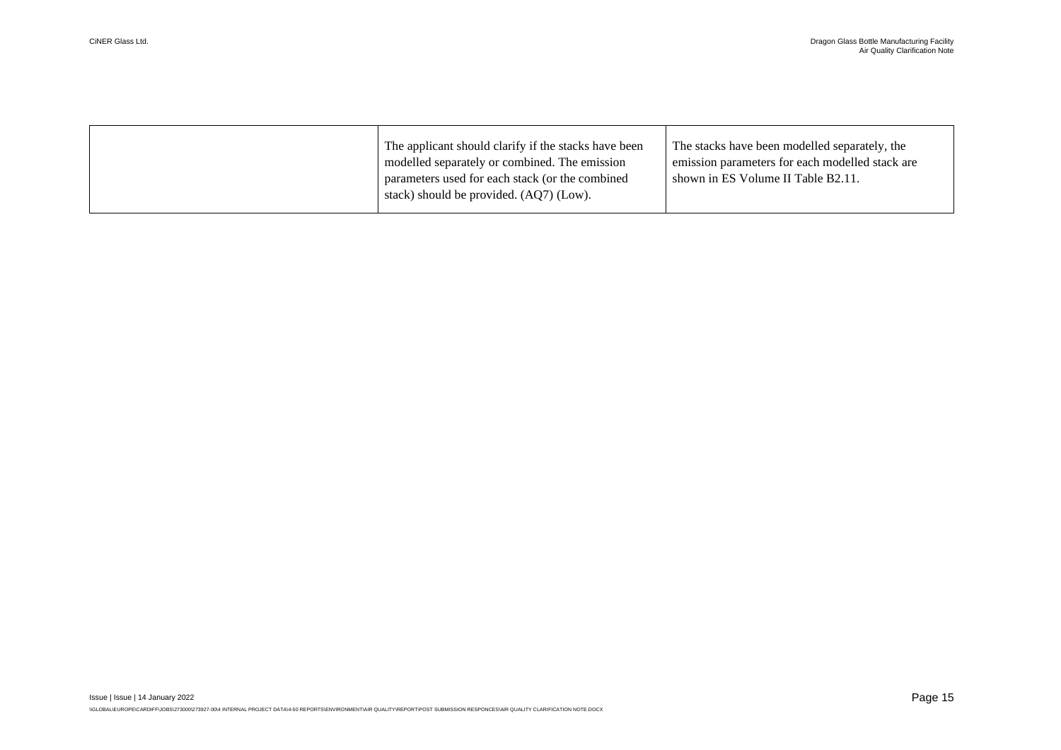|  |  |  |
|---|---|---|
|  | The applicant should clarify if the stacks have been modelled separately or combined. The emission parameters used for each stack (or the combined stack) should be provided. (AQ7) (Low). | The stacks have been modelled separately, the emission parameters for each modelled stack are shown in ES Volume II Table B2.11. |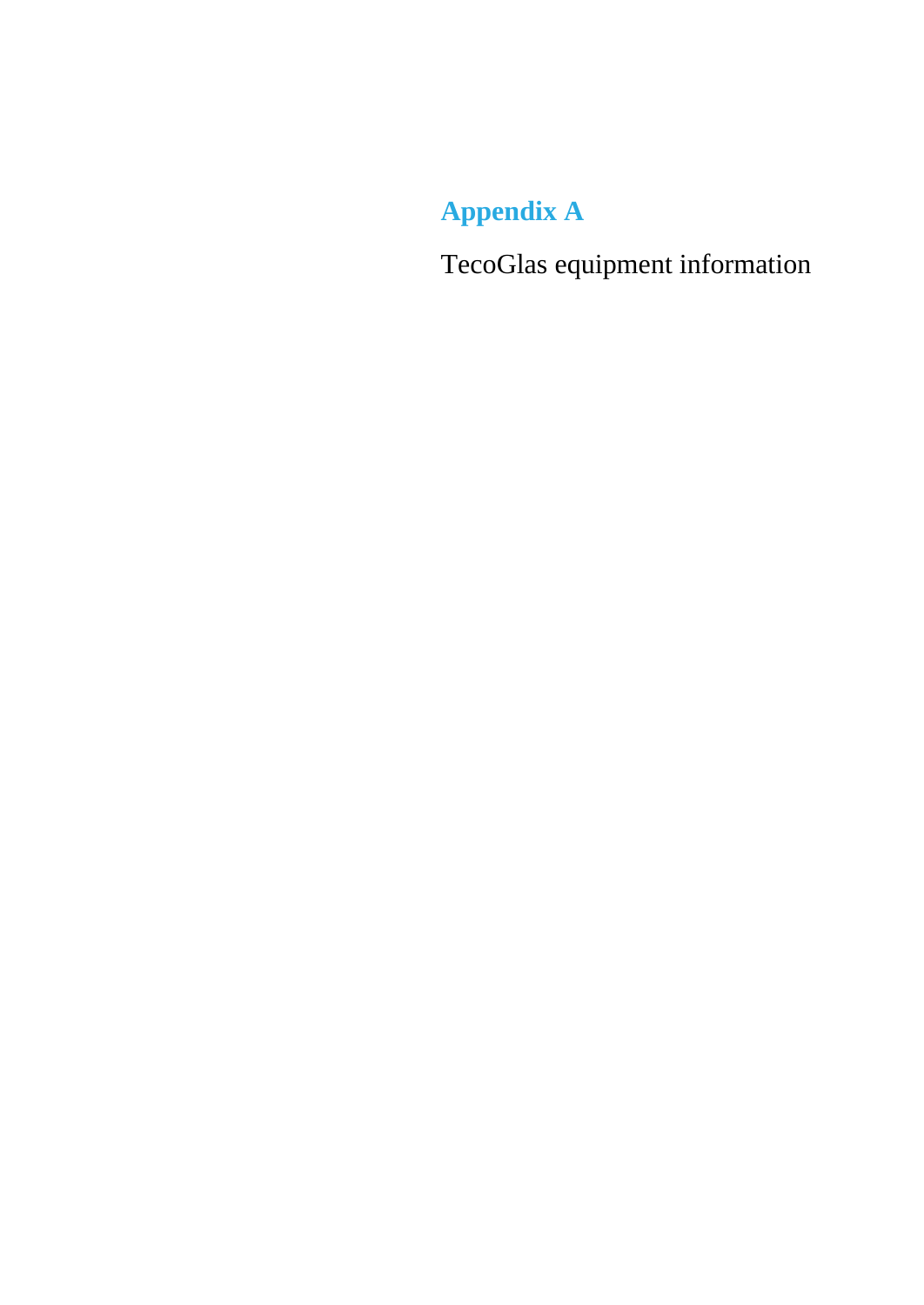# Appendix A

TecoGlas equipment information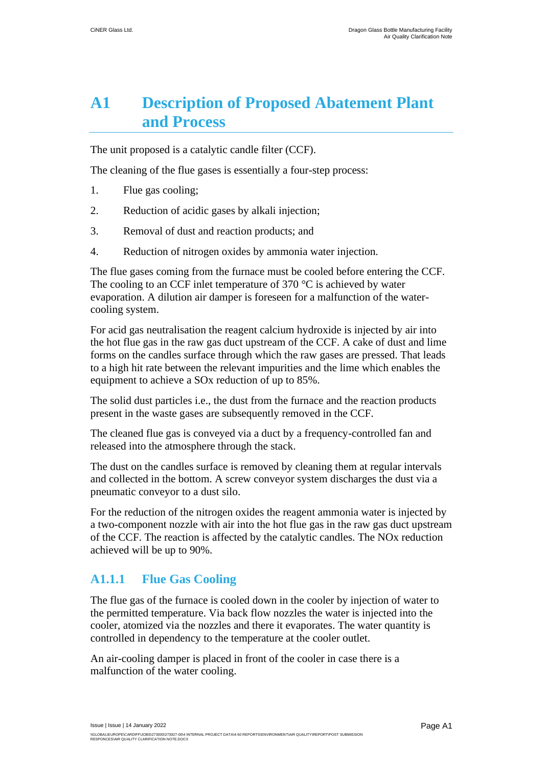# A1 Description of Proposed Abatement Plant and Process

The unit proposed is a catalytic candle filter (CCF).

The cleaning of the flue gases is essentially a four-step process:

1. Flue gas cooling;
2. Reduction of acidic gases by alkali injection;
3. Removal of dust and reaction products; and
4. Reduction of nitrogen oxides by ammonia water injection.

The flue gases coming from the furnace must be cooled before entering the CCF. The cooling to an CCF inlet temperature of 370 °C is achieved by water evaporation. A dilution air damper is foreseen for a malfunction of the water-cooling system.

For acid gas neutralisation the reagent calcium hydroxide is injected by air into the hot flue gas in the raw gas duct upstream of the CCF. A cake of dust and lime forms on the candles surface through which the raw gases are pressed. That leads to a high hit rate between the relevant impurities and the lime which enables the equipment to achieve a SOx reduction of up to 85%.

The solid dust particles i.e., the dust from the furnace and the reaction products present in the waste gases are subsequently removed in the CCF.

The cleaned flue gas is conveyed via a duct by a frequency-controlled fan and released into the atmosphere through the stack.

The dust on the candles surface is removed by cleaning them at regular intervals and collected in the bottom. A screw conveyor system discharges the dust via a pneumatic conveyor to a dust silo.

For the reduction of the nitrogen oxides the reagent ammonia water is injected by a two-component nozzle with air into the hot flue gas in the raw gas duct upstream of the CCF. The reaction is affected by the catalytic candles. The NOx reduction achieved will be up to 90%.

### A1.1.1 Flue Gas Cooling

The flue gas of the furnace is cooled down in the cooler by injection of water to the permitted temperature. Via back flow nozzles the water is injected into the cooler, atomized via the nozzles and there it evaporates. The water quantity is controlled in dependency to the temperature at the cooler outlet.

An air-cooling damper is placed in front of the cooler in case there is a malfunction of the water cooling.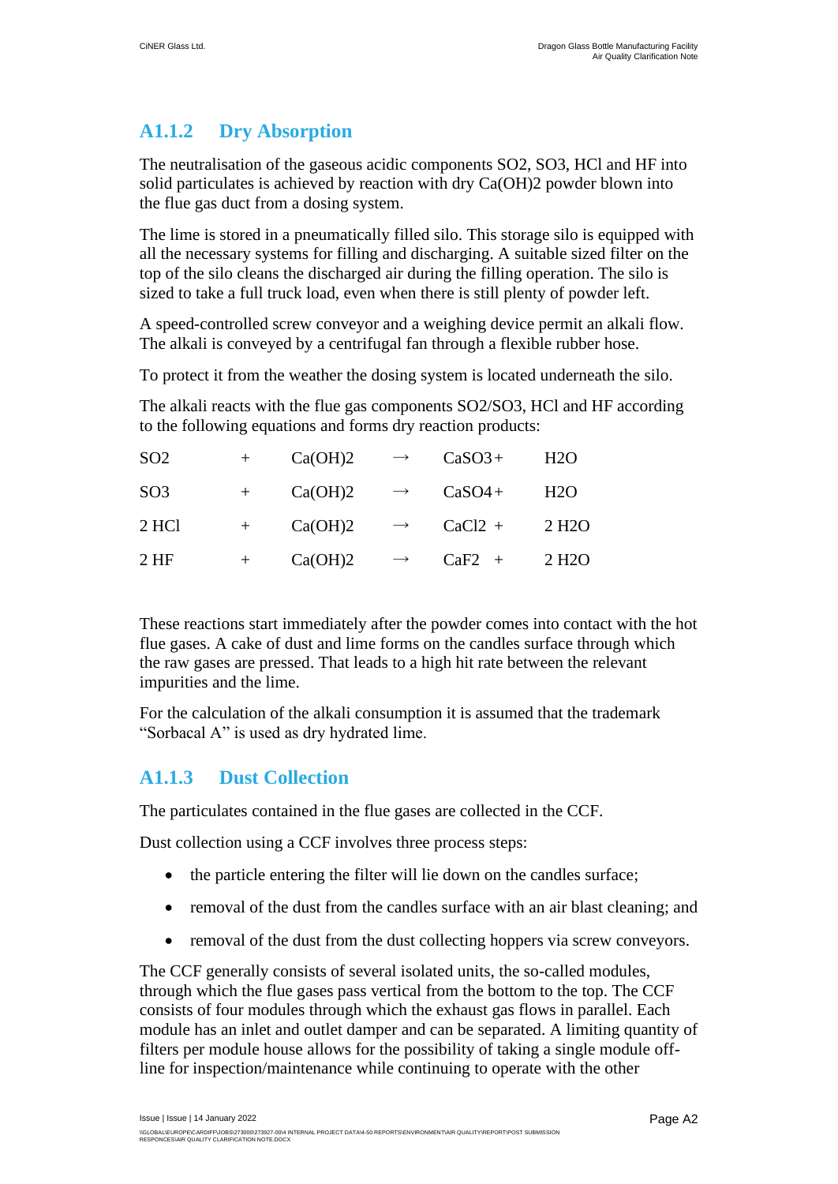### A1.1.2 Dry Absorption

The neutralisation of the gaseous acidic components $SO_2$, $SO_3$, HCl and HF into solid particulates is achieved by reaction with dry $Ca(OH)_2$ powder blown into the flue gas duct from a dosing system.

The lime is stored in a pneumatically filled silo. This storage silo is equipped with all the necessary systems for filling and discharging. A suitable sized filter on the top of the silo cleans the discharged air during the filling operation. The silo is sized to take a full truck load, even when there is still plenty of powder left.

A speed-controlled screw conveyor and a weighing device permit an alkali flow. The alkali is conveyed by a centrifugal fan through a flexible rubber hose.

To protect it from the weather the dosing system is located underneath the silo.

The alkali reacts with the flue gas components $SO_2$/$SO_3$, HCl and HF according to the following equations and forms dry reaction products:

$$SO_2 + Ca(OH)_2 \rightarrow CaSO_3 + H_2O$$

$$SO_3 + Ca(OH)_2 \rightarrow CaSO_4 + H_2O$$

$$2\ HCl + Ca(OH)_2 \rightarrow CaCl_2 + 2\ H_2O$$

$$2\ HF + Ca(OH)_2 \rightarrow CaF_2 + 2\ H_2O$$

These reactions start immediately after the powder comes into contact with the hot flue gases. A cake of dust and lime forms on the candles surface through which the raw gases are pressed. That leads to a high hit rate between the relevant impurities and the lime.

For the calculation of the alkali consumption it is assumed that the trademark "Sorbacal A" is used as dry hydrated lime.

### A1.1.3 Dust Collection

The particulates contained in the flue gases are collected in the CCF.

Dust collection using a CCF involves three process steps:

- the particle entering the filter will lie down on the candles surface;
- removal of the dust from the candles surface with an air blast cleaning; and
- removal of the dust from the dust collecting hoppers via screw conveyors.

The CCF generally consists of several isolated units, the so-called modules, through which the flue gases pass vertical from the bottom to the top. The CCF consists of four modules through which the exhaust gas flows in parallel. Each module has an inlet and outlet damper and can be separated. A limiting quantity of filters per module house allows for the possibility of taking a single module off-line for inspection/maintenance while continuing to operate with the other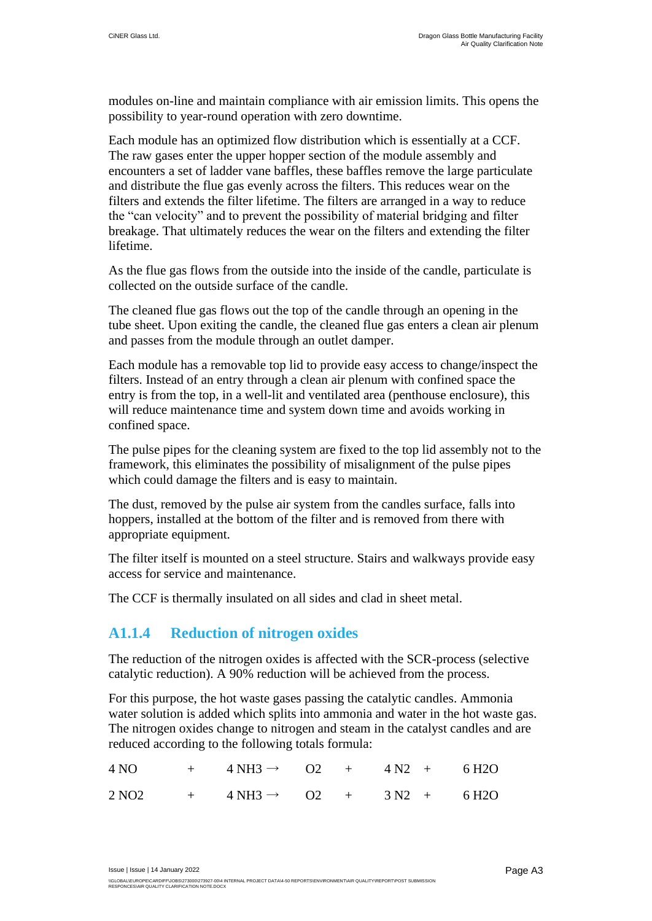modules on-line and maintain compliance with air emission limits. This opens the possibility to year-round operation with zero downtime.

Each module has an optimized flow distribution which is essentially at a CCF. The raw gases enter the upper hopper section of the module assembly and encounters a set of ladder vane baffles, these baffles remove the large particulate and distribute the flue gas evenly across the filters. This reduces wear on the filters and extends the filter lifetime. The filters are arranged in a way to reduce the "can velocity" and to prevent the possibility of material bridging and filter breakage. That ultimately reduces the wear on the filters and extending the filter lifetime.

As the flue gas flows from the outside into the inside of the candle, particulate is collected on the outside surface of the candle.

The cleaned flue gas flows out the top of the candle through an opening in the tube sheet. Upon exiting the candle, the cleaned flue gas enters a clean air plenum and passes from the module through an outlet damper.

Each module has a removable top lid to provide easy access to change/inspect the filters. Instead of an entry through a clean air plenum with confined space the entry is from the top, in a well-lit and ventilated area (penthouse enclosure), this will reduce maintenance time and system down time and avoids working in confined space.

The pulse pipes for the cleaning system are fixed to the top lid assembly not to the framework, this eliminates the possibility of misalignment of the pulse pipes which could damage the filters and is easy to maintain.

The dust, removed by the pulse air system from the candles surface, falls into hoppers, installed at the bottom of the filter and is removed from there with appropriate equipment.

The filter itself is mounted on a steel structure. Stairs and walkways provide easy access for service and maintenance.

The CCF is thermally insulated on all sides and clad in sheet metal.

### A1.1.4 Reduction of nitrogen oxides

The reduction of the nitrogen oxides is affected with the SCR-process (selective catalytic reduction). A 90% reduction will be achieved from the process.

For this purpose, the hot waste gases passing the catalytic candles. Ammonia water solution is added which splits into ammonia and water in the hot waste gas. The nitrogen oxides change to nitrogen and steam in the catalyst candles and are reduced according to the following totals formula:

$$4\,NO + 4\,NH_3 \rightarrow O_2 + 4\,N_2 + 6\,H_2O$$

$$2\,NO_2 + 4\,NH_3 \rightarrow O_2 + 3\,N_2 + 6\,H_2O$$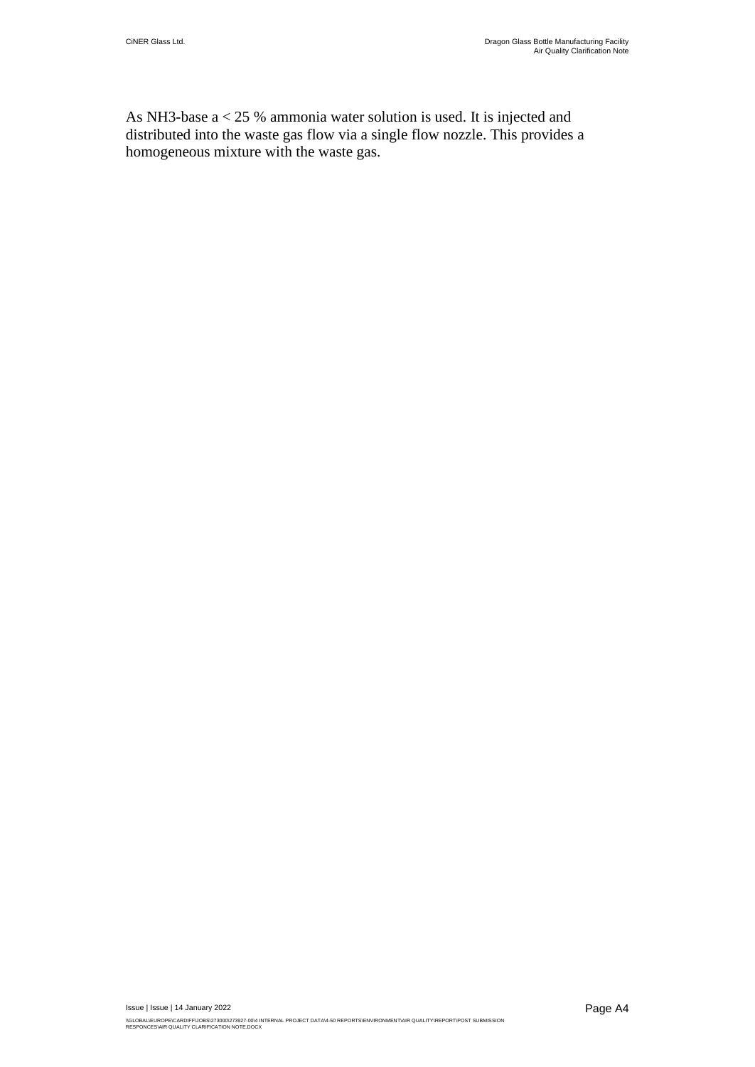As $NH_3$-base a < 25 % ammonia water solution is used. It is injected and distributed into the waste gas flow via a single flow nozzle. This provides a homogeneous mixture with the waste gas.